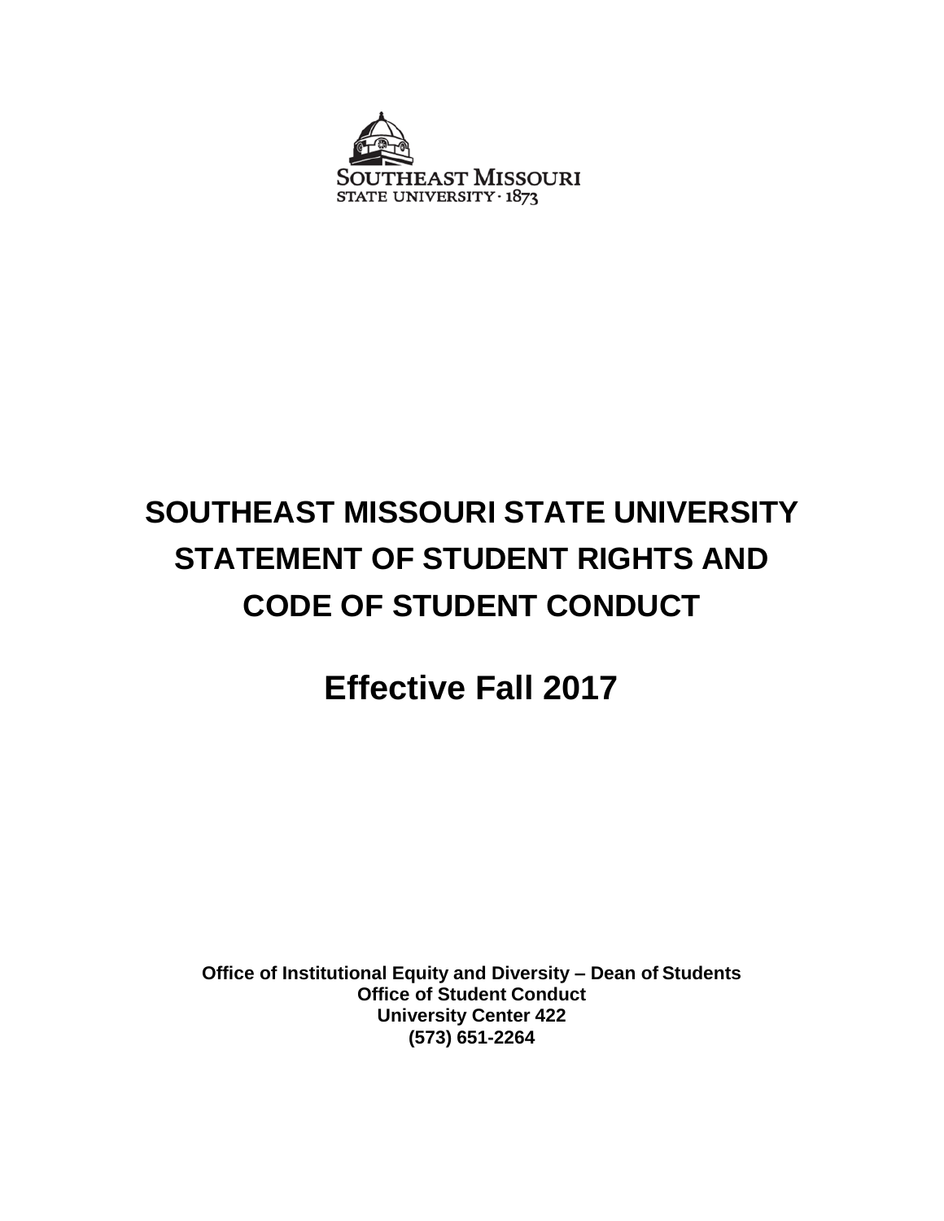SOUTHEAST MISSOURI
STATE UNIVERSITY · 1873

# SOUTHEAST MISSOURI STATE UNIVERSITY STATEMENT OF STUDENT RIGHTS AND CODE OF STUDENT CONDUCT

## Effective Fall 2017

**Office of Institutional Equity and Diversity – Dean of Students**
**Office of Student Conduct**
**University Center 422**
**(573) 651-2264**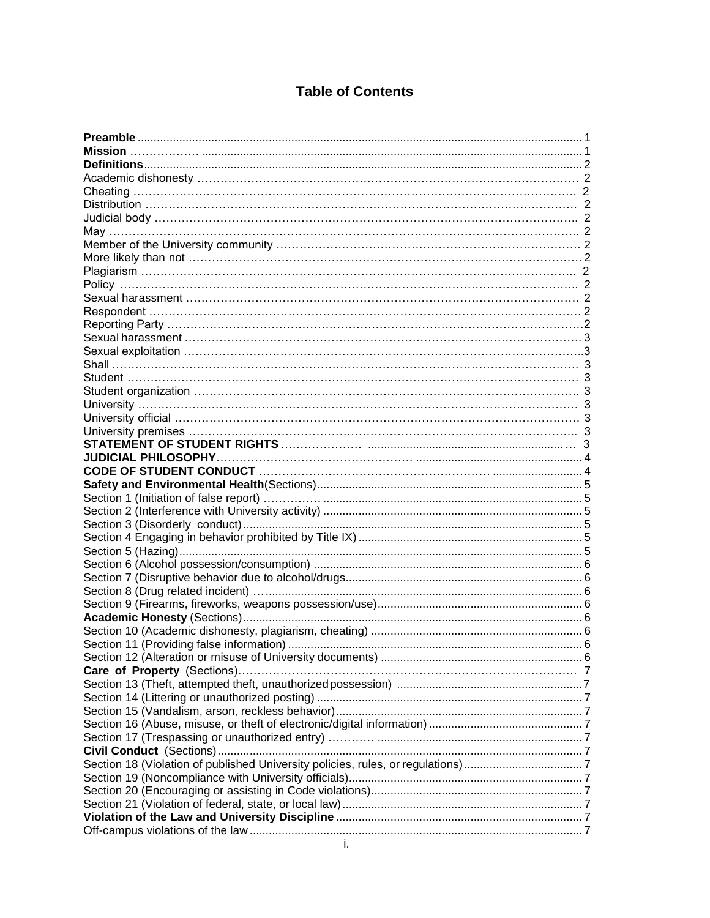# Table of Contents

**Preamble** ........................................................................................................................................ 1
**Mission** ................. .................................................................................................................... 1
**Definitions** ...................................................................................................................................... 2
Academic dishonesty ....................................................................................................... 2
Cheating ........................................................................................................................... 2
Distribution ....................................................................................................................... 2
Judicial body .................................................................................................................... 2
May .................................................................................................................................. 2
Member of the University community ............................................................................... 2
More likely than not ........................................................................................................... 2
Plagiarism ......................................................................................................................... 2
Policy ................................................................................................................................ 2
Sexual harassment ............................................................................................................ 2
Respondent ....................................................................................................................... 2
Reporting Party .................................................................................................................. 2
Sexual harassment ............................................................................................................ 3
Sexual exploitation ............................................................................................................ 3
Shall .................................................................................................................................. 3
Student .............................................................................................................................. 3
Student organization .......................................................................................................... 3
University .......................................................................................................................... 3
University official ............................................................................................................... 3
University premises ........................................................................................................... 3
**STATEMENT OF STUDENT RIGHTS** .................... ............................................................ 3
**JUDICIAL PHILOSOPHY** ................................................ .................................................. 4
**CODE OF STUDENT CONDUCT** ...................................................... ........................... 4
**Safety and Environmental Health** (Sections) .................................................................................. 5
Section 1 (Initiation of false report) .............. ........................................................................... 5
Section 2 (Interference with University activity) ............................................................................... 5
Section 3 (Disorderly conduct) ........................................................................................................ 5
Section 4 Engaging in behavior prohibited by Title IX) .................................................................... 5
Section 5 (Hazing) ........................................................................................................................... 5
Section 6 (Alcohol possession/consumption) .................................................................................. 6
Section 7 (Disruptive behavior due to alcohol/drugs ........................................................................ 6
Section 8 (Drug related incident) ... ................................................................................................ 6
Section 9 (Firearms, fireworks, weapons possession/use) .............................................................. 6
**Academic Honesty** (Sections) ........................................................................................................ 6
Section 10 (Academic dishonesty, plagiarism, cheating) ................................................................. 6
Section 11 (Providing false information) .......................................................................................... 6
Section 12 (Alteration or misuse of University documents) ............................................................. 6
**Care of Property** (Sections) ........................................................................................................ 7
Section 13 (Theft, attempted theft, unauthorized possession) ......................................................... 7
Section 14 (Littering or unauthorized posting) .................................................................................. 7
Section 15 (Vandalism, arson, reckless behavior) ............................................................................ 7
Section 16 (Abuse, misuse, or theft of electronic/digital information) ............................................... 7
Section 17 (Trespassing or unauthorized entry) ........... .............................................................. 7
**Civil Conduct** (Sections) ................................................................................................................ 7
Section 18 (Violation of published University policies, rules, or regulations) .................................... 7
Section 19 (Noncompliance with University officials) ........................................................................ 7
Section 20 (Encouraging or assisting in Code violations) ................................................................. 7
Section 21 (Violation of federal, state, or local law) .......................................................................... 7
**Violation of the Law and University Discipline** ............................................................................ 7
Off-campus violations of the law ...................................................................................................... 7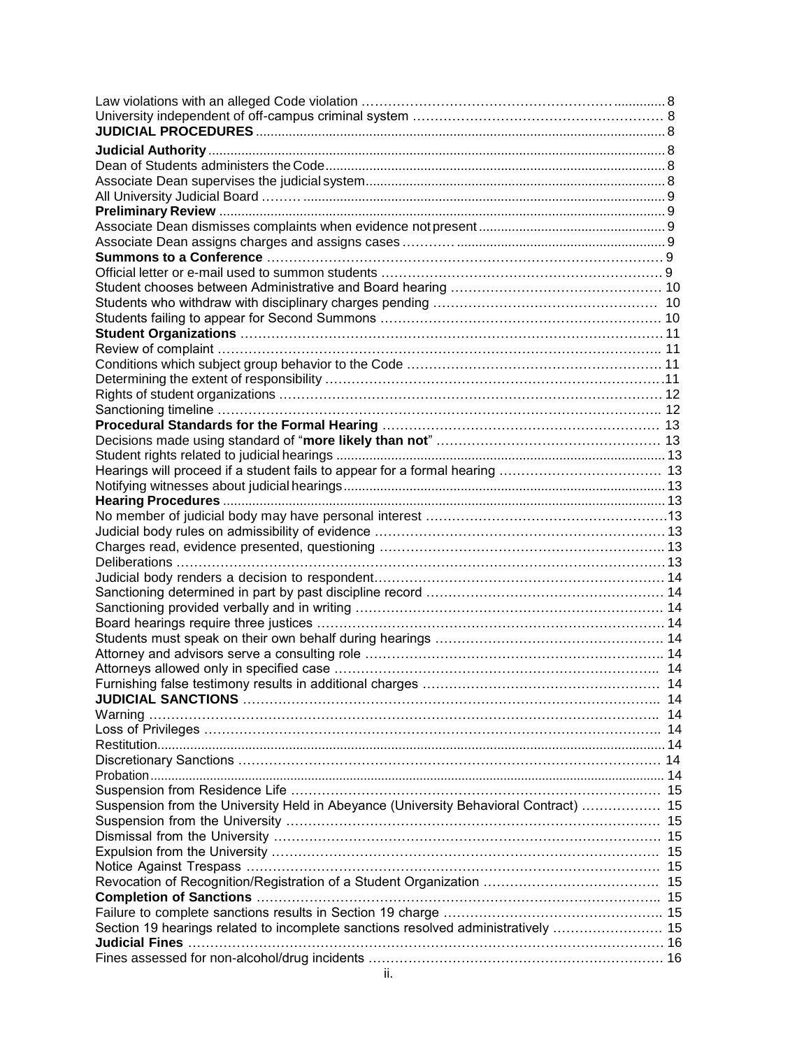Law violations with an alleged Code violation .................................................... 8
University independent of off-campus criminal system ........................................ 8
**JUDICIAL PROCEDURES** .................................................................................................. 8
**Judicial Authority** .............................................................................................................. 8
Dean of Students administers the Code .......................................................................... 8
Associate Dean supervises the judicial system ............................................................... 8
All University Judicial Board ........................................................................................... 9
**Preliminary Review** ........................................................................................................... 9
Associate Dean dismisses complaints when evidence not present .................................. 9
Associate Dean assigns charges and assigns cases ........................................................ 9
**Summons to a Conference** ............................................................................................. 9
Official letter or e-mail used to summon students .......................................................... 9
Student chooses between Administrative and Board hearing ......................................... 10
Students who withdraw with disciplinary charges pending ............................................ 10
Students failing to appear for Second Summons ............................................................ 10
**Student Organizations** ..................................................................................................... 11
Review of complaint .......................................................................................................... 11
Conditions which subject group behavior to the Code .................................................... 11
Determining the extent of responsibility .......................................................................... 11
Rights of student organizations ........................................................................................ 12
Sanctioning timeline ......................................................................................................... 12
**Procedural Standards for the Formal Hearing** .............................................................. 13
Decisions made using standard of "**more likely than not**" ............................................. 13
Student rights related to judicial hearings ...................................................................... 13
Hearings will proceed if a student fails to appear for a formal hearing ........................... 13
Notifying witnesses about judicial hearings .................................................................... 13
**Hearing Procedures** ........................................................................................................ 13
No member of judicial body may have personal interest ................................................. 13
Judicial body rules on admissibility of evidence .............................................................. 13
Charges read, evidence presented, questioning .............................................................. 13
Deliberations ..................................................................................................................... 13
Judicial body renders a decision to respondent ............................................................... 14
Sanctioning determined in part by past discipline record ................................................ 14
Sanctioning provided verbally and in writing .................................................................... 14
Board hearings require three justices ............................................................................... 14
Students must speak on their own behalf during hearings ............................................... 14
Attorney and advisors serve a consulting role .................................................................. 14
Attorneys allowed only in specified case .......................................................................... 14
Furnishing false testimony results in additional charges .................................................. 14
**JUDICIAL SANCTIONS** ..................................................................................................... 14
Warning ............................................................................................................................. 14
Loss of Privileges ............................................................................................................... 14
Restitution .......................................................................................................................... 14
Discretionary Sanctions ..................................................................................................... 14
Probation ............................................................................................................................ 14
Suspension from Residence Life ....................................................................................... 15
Suspension from the University Held in Abeyance (University Behavioral Contract) ........ 15
Suspension from the University ........................................................................................ 15
Dismissal from the University ............................................................................................ 15
Expulsion from the University ............................................................................................ 15
Notice Against Trespass .................................................................................................... 15
Revocation of Recognition/Registration of a Student Organization .................................. 15
**Completion of Sanctions** .................................................................................................. 15
Failure to complete sanctions results in Section 19 charge .............................................. 15
Section 19 hearings related to incomplete sanctions resolved administratively ................. 15
**Judicial Fines** .................................................................................................................... 16
Fines assessed for non-alcohol/drug incidents .................................................................. 16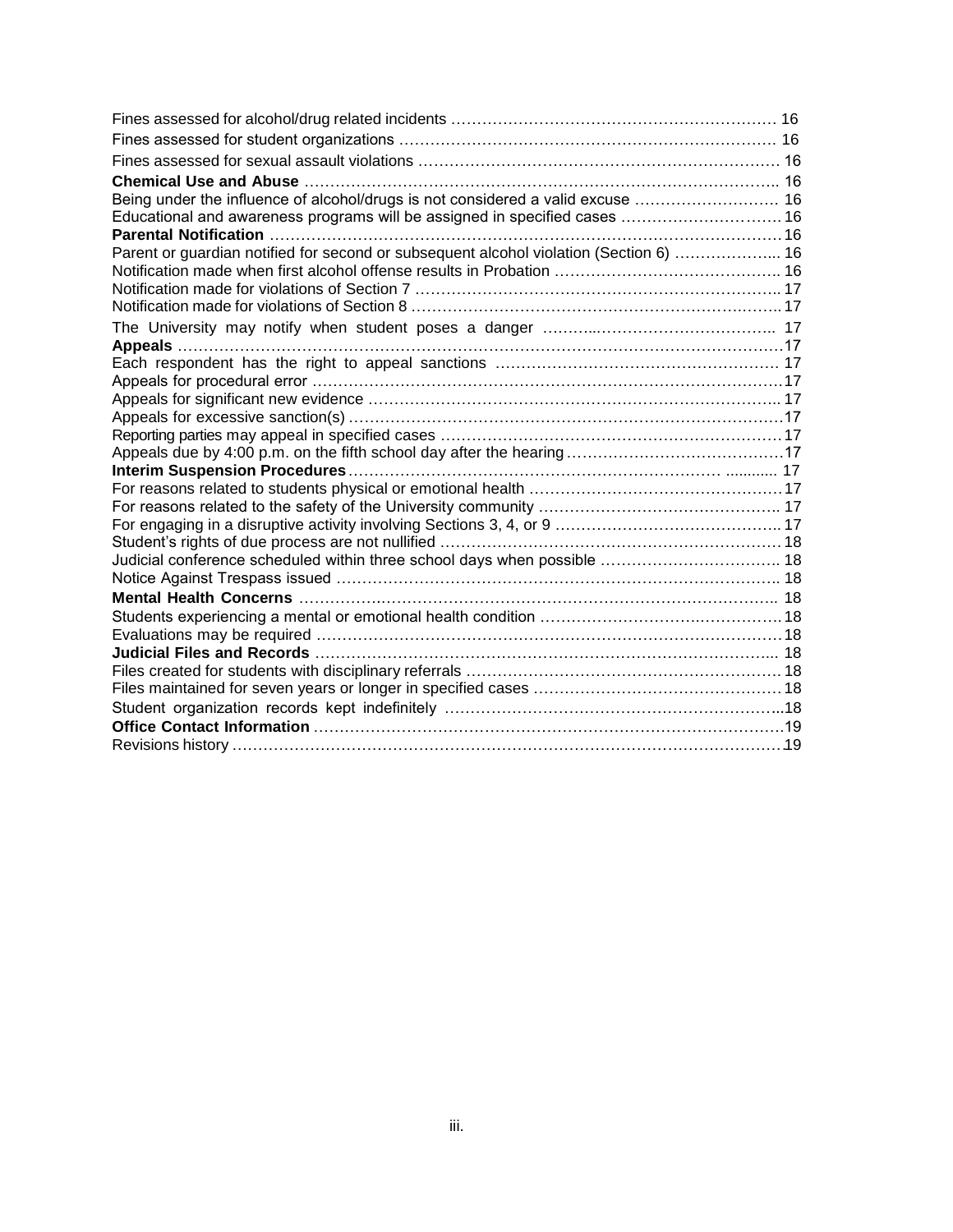Fines assessed for alcohol/drug related incidents ………………………………………………………. 16
Fines assessed for student organizations ………………………………………………………………. 16
Fines assessed for sexual assault violations ……………………………………………………………. 16
**Chemical Use and Abuse** ………………………………………………………………………………. 16
Being under the influence of alcohol/drugs is not considered a valid excuse ………………………. 16
Educational and awareness programs will be assigned in specified cases …………………………. 16
**Parental Notification** ……………………………………………………………………………………. 16
Parent or guardian notified for second or subsequent alcohol violation (Section 6) ……………….. 16
Notification made when first alcohol offense results in Probation ……………………………………. 16
Notification made for violations of Section 7 ……………………………………………………………. 17
Notification made for violations of Section 8 ……………………………………………………………. 17
The University may notify when student poses a danger ……………………………………………. 17
**Appeals** ……………………………………………………………………………………………………. 17
Each respondent has the right to appeal sanctions ……………………………………………………. 17
Appeals for procedural error ………………………………………………………………………………. 17
Appeals for significant new evidence ……………………………………………………………………. 17
Appeals for excessive sanction(s) ………………………………………………………………………. 17
Reporting parties may appeal in specified cases ………………………………………………………. 17
Appeals due by 4:00 p.m. on the fifth school day after the hearing …………………………………. 17
**Interim Suspension Procedures** ………………………………………………………………………. 17
For reasons related to students physical or emotional health …………………………………………. 17
For reasons related to the safety of the University community ……………………………………… 17
For engaging in a disruptive activity involving Sections 3, 4, or 9 …………………………………… 17
Student's rights of due process are not nullified …………………………………………………………. 18
Judicial conference scheduled within three school days when possible ……………………………. 18
Notice Against Trespass issued ……………………………………………………………………………. 18
**Mental Health Concerns** …………………………………………………………………………………. 18
Students experiencing a mental or emotional health condition ………………………………………. 18
Evaluations may be required ………………………………………………………………………………. 18
**Judicial Files and Records** ………………………………………………………………………………. 18
Files created for students with disciplinary referrals ……………………………………………………. 18
Files maintained for seven years or longer in specified cases ………………………………………… 18
Student organization records kept indefinitely ………………………………………………………….. 18
**Office Contact Information** ………………………………………………………………………………. 19
Revisions history ……………………………………………………………………………………………. 19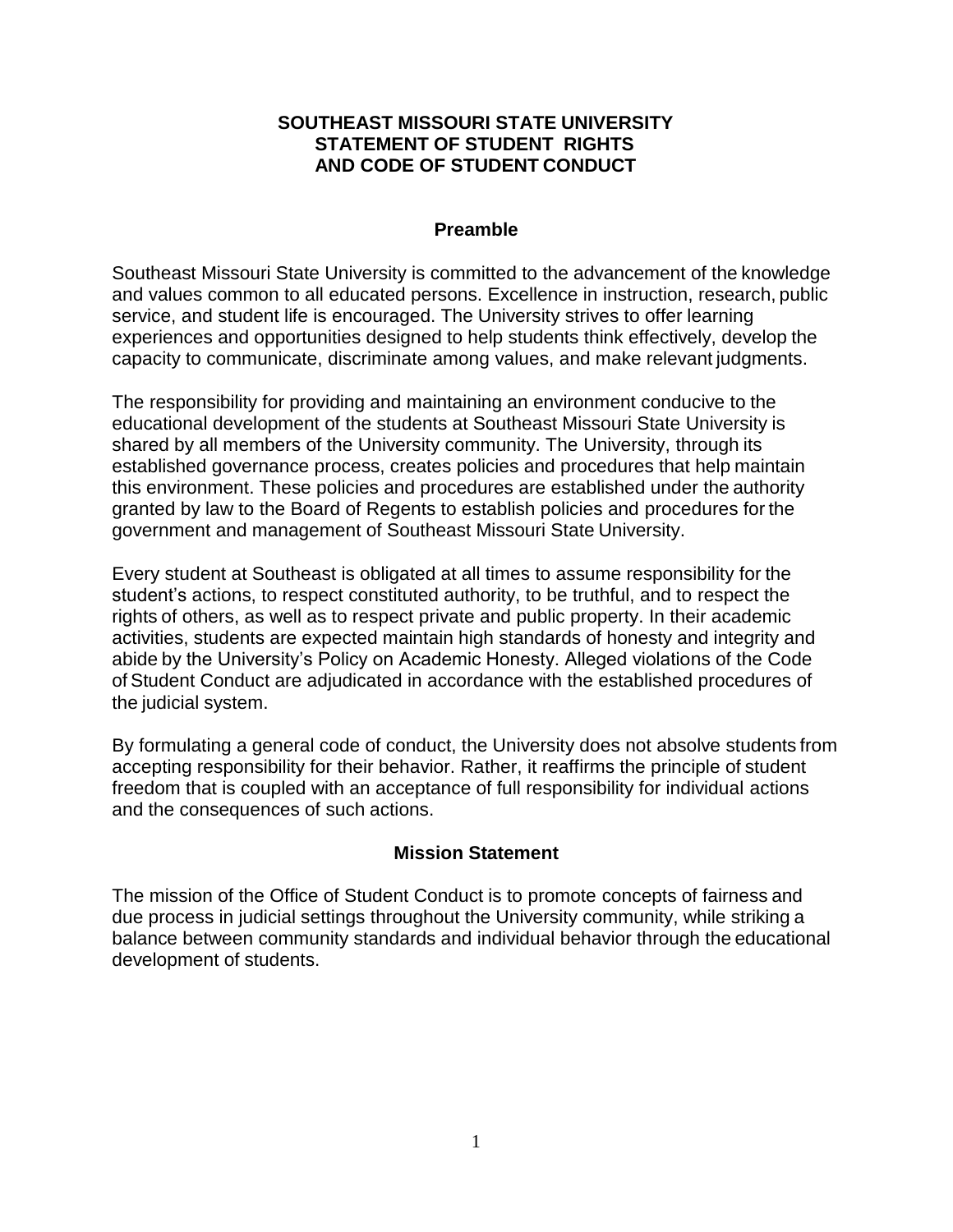# SOUTHEAST MISSOURI STATE UNIVERSITY
# STATEMENT OF STUDENT RIGHTS AND CODE OF STUDENT CONDUCT

## Preamble

Southeast Missouri State University is committed to the advancement of the knowledge and values common to all educated persons. Excellence in instruction, research, public service, and student life is encouraged. The University strives to offer learning experiences and opportunities designed to help students think effectively, develop the capacity to communicate, discriminate among values, and make relevant judgments.

The responsibility for providing and maintaining an environment conducive to the educational development of the students at Southeast Missouri State University is shared by all members of the University community. The University, through its established governance process, creates policies and procedures that help maintain this environment. These policies and procedures are established under the authority granted by law to the Board of Regents to establish policies and procedures for the government and management of Southeast Missouri State University.

Every student at Southeast is obligated at all times to assume responsibility for the student's actions, to respect constituted authority, to be truthful, and to respect the rights of others, as well as to respect private and public property. In their academic activities, students are expected maintain high standards of honesty and integrity and abide by the University's Policy on Academic Honesty. Alleged violations of the Code of Student Conduct are adjudicated in accordance with the established procedures of the judicial system.

By formulating a general code of conduct, the University does not absolve students from accepting responsibility for their behavior. Rather, it reaffirms the principle of student freedom that is coupled with an acceptance of full responsibility for individual actions and the consequences of such actions.

## Mission Statement

The mission of the Office of Student Conduct is to promote concepts of fairness and due process in judicial settings throughout the University community, while striking a balance between community standards and individual behavior through the educational development of students.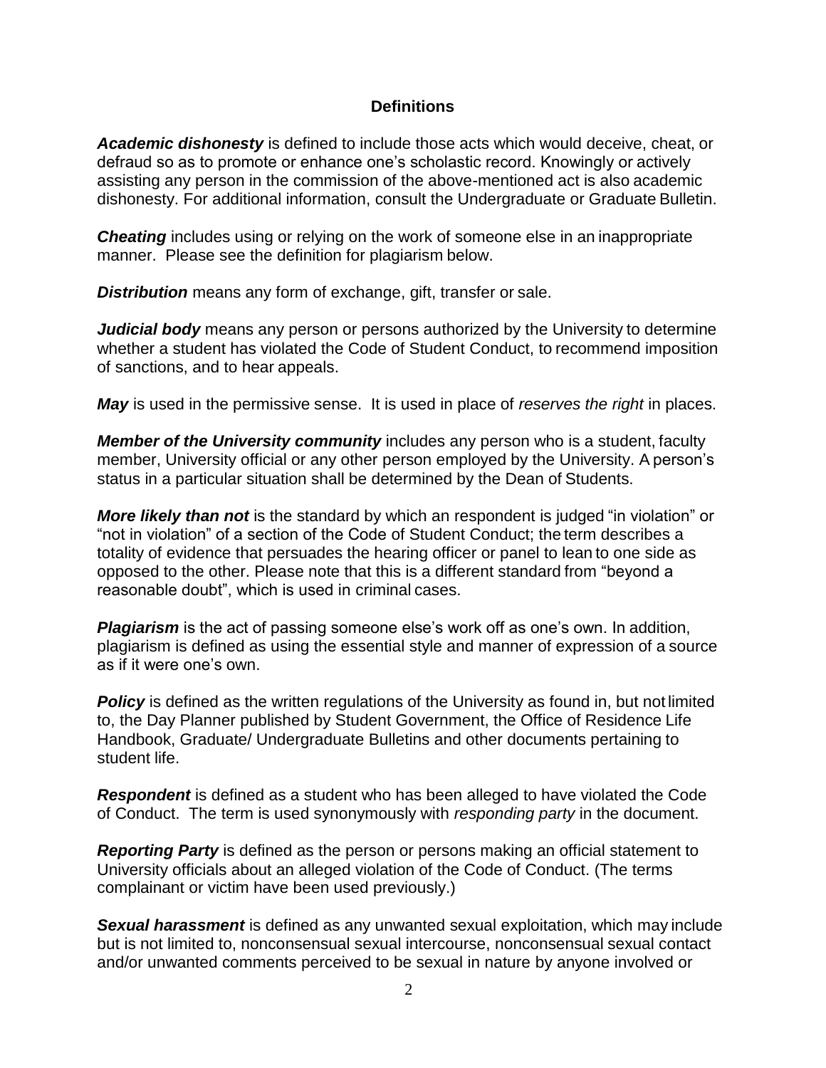## Definitions

***Academic dishonesty*** is defined to include those acts which would deceive, cheat, or defraud so as to promote or enhance one's scholastic record. Knowingly or actively assisting any person in the commission of the above-mentioned act is also academic dishonesty. For additional information, consult the Undergraduate or Graduate Bulletin.

***Cheating*** includes using or relying on the work of someone else in an inappropriate manner. Please see the definition for plagiarism below.

***Distribution*** means any form of exchange, gift, transfer or sale.

***Judicial body*** means any person or persons authorized by the University to determine whether a student has violated the Code of Student Conduct, to recommend imposition of sanctions, and to hear appeals.

***May*** is used in the permissive sense. It is used in place of *reserves the right* in places.

***Member of the University community*** includes any person who is a student, faculty member, University official or any other person employed by the University. A person's status in a particular situation shall be determined by the Dean of Students.

***More likely than not*** is the standard by which an respondent is judged "in violation" or "not in violation" of a section of the Code of Student Conduct; the term describes a totality of evidence that persuades the hearing officer or panel to lean to one side as opposed to the other. Please note that this is a different standard from "beyond a reasonable doubt", which is used in criminal cases.

***Plagiarism*** is the act of passing someone else's work off as one's own. In addition, plagiarism is defined as using the essential style and manner of expression of a source as if it were one's own.

***Policy*** is defined as the written regulations of the University as found in, but not limited to, the Day Planner published by Student Government, the Office of Residence Life Handbook, Graduate/ Undergraduate Bulletins and other documents pertaining to student life.

***Respondent*** is defined as a student who has been alleged to have violated the Code of Conduct. The term is used synonymously with *responding party* in the document.

***Reporting Party*** is defined as the person or persons making an official statement to University officials about an alleged violation of the Code of Conduct. (The terms complainant or victim have been used previously.)

***Sexual harassment*** is defined as any unwanted sexual exploitation, which may include but is not limited to, nonconsensual sexual intercourse, nonconsensual sexual contact and/or unwanted comments perceived to be sexual in nature by anyone involved or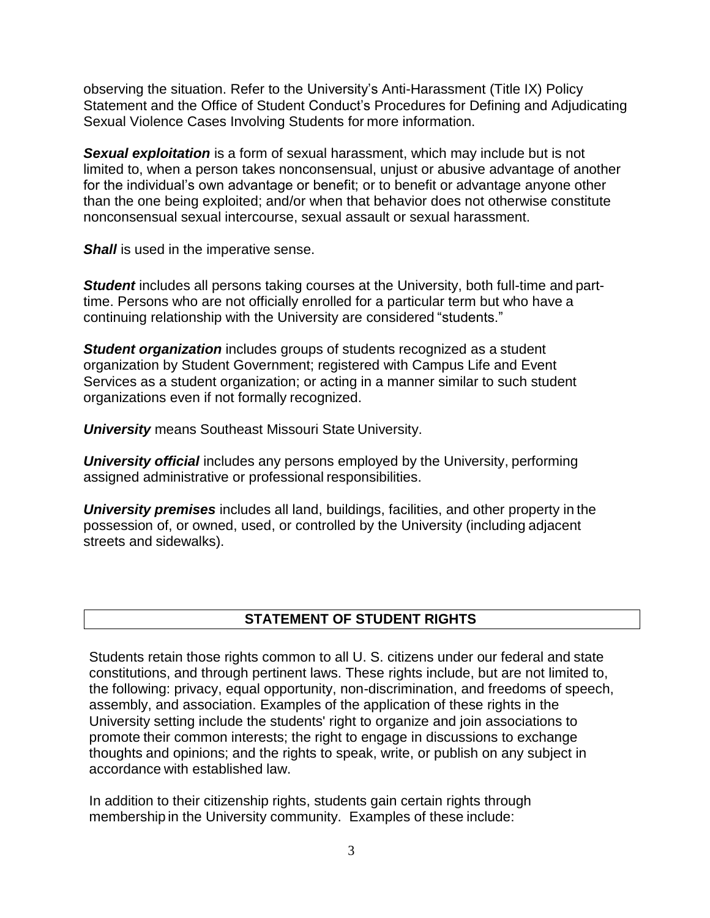observing the situation. Refer to the University's Anti-Harassment (Title IX) Policy Statement and the Office of Student Conduct's Procedures for Defining and Adjudicating Sexual Violence Cases Involving Students for more information.

***Sexual exploitation*** is a form of sexual harassment, which may include but is not limited to, when a person takes nonconsensual, unjust or abusive advantage of another for the individual's own advantage or benefit; or to benefit or advantage anyone other than the one being exploited; and/or when that behavior does not otherwise constitute nonconsensual sexual intercourse, sexual assault or sexual harassment.

***Shall*** is used in the imperative sense.

***Student*** includes all persons taking courses at the University, both full-time and part-time. Persons who are not officially enrolled for a particular term but who have a continuing relationship with the University are considered "students."

***Student organization*** includes groups of students recognized as a student organization by Student Government; registered with Campus Life and Event Services as a student organization; or acting in a manner similar to such student organizations even if not formally recognized.

***University*** means Southeast Missouri State University.

***University official*** includes any persons employed by the University, performing assigned administrative or professional responsibilities.

***University premises*** includes all land, buildings, facilities, and other property in the possession of, or owned, used, or controlled by the University (including adjacent streets and sidewalks).

## STATEMENT OF STUDENT RIGHTS

Students retain those rights common to all U. S. citizens under our federal and state constitutions, and through pertinent laws. These rights include, but are not limited to, the following: privacy, equal opportunity, non-discrimination, and freedoms of speech, assembly, and association. Examples of the application of these rights in the University setting include the students' right to organize and join associations to promote their common interests; the right to engage in discussions to exchange thoughts and opinions; and the rights to speak, write, or publish on any subject in accordance with established law.

In addition to their citizenship rights, students gain certain rights through membership in the University community. Examples of these include: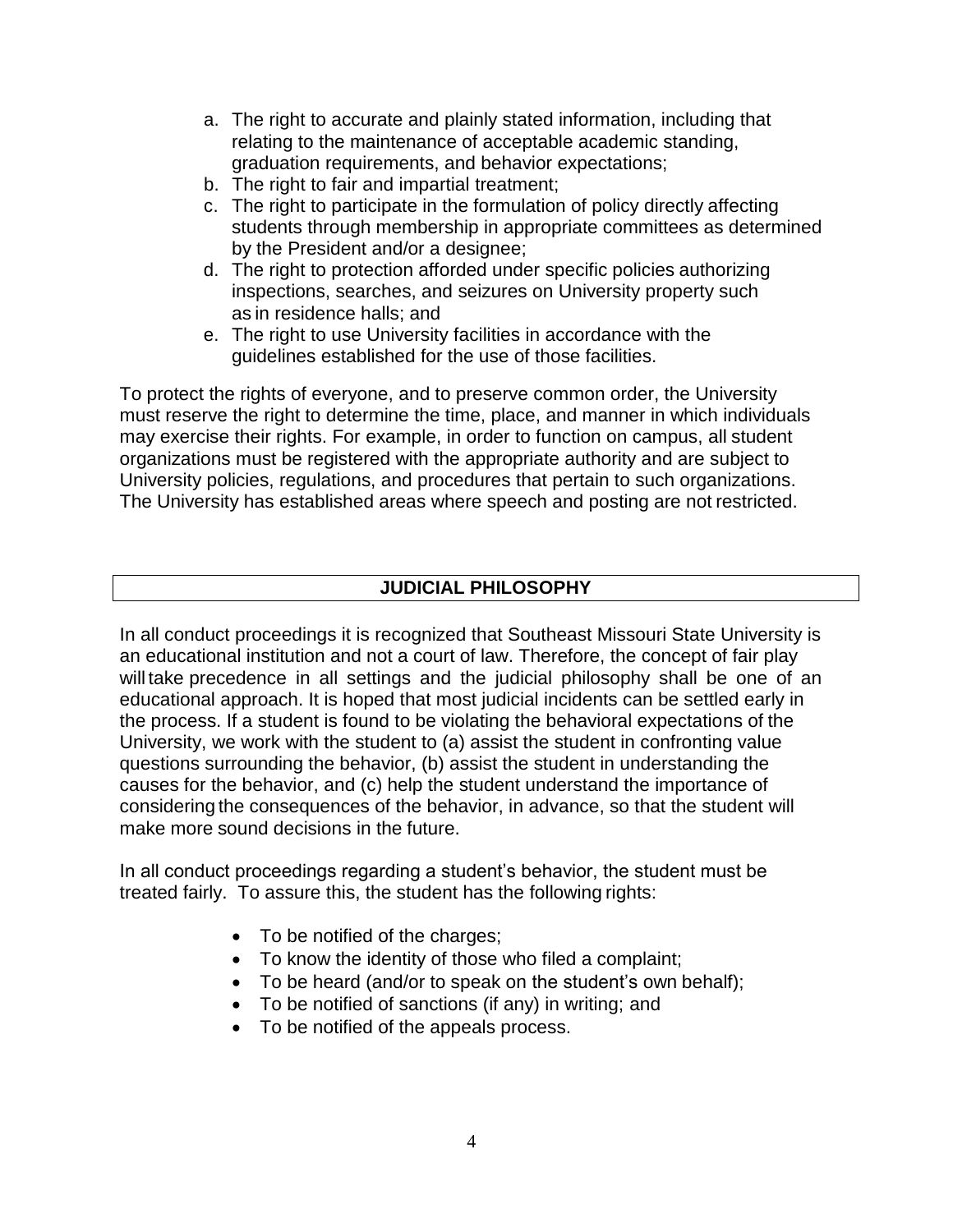a. The right to accurate and plainly stated information, including that relating to the maintenance of acceptable academic standing, graduation requirements, and behavior expectations;
b. The right to fair and impartial treatment;
c. The right to participate in the formulation of policy directly affecting students through membership in appropriate committees as determined by the President and/or a designee;
d. The right to protection afforded under specific policies authorizing inspections, searches, and seizures on University property such as in residence halls; and
e. The right to use University facilities in accordance with the guidelines established for the use of those facilities.

To protect the rights of everyone, and to preserve common order, the University must reserve the right to determine the time, place, and manner in which individuals may exercise their rights. For example, in order to function on campus, all student organizations must be registered with the appropriate authority and are subject to University policies, regulations, and procedures that pertain to such organizations. The University has established areas where speech and posting are not restricted.

## JUDICIAL PHILOSOPHY

In all conduct proceedings it is recognized that Southeast Missouri State University is an educational institution and not a court of law. Therefore, the concept of fair play will take precedence in all settings and the judicial philosophy shall be one of an educational approach. It is hoped that most judicial incidents can be settled early in the process. If a student is found to be violating the behavioral expectations of the University, we work with the student to (a) assist the student in confronting value questions surrounding the behavior, (b) assist the student in understanding the causes for the behavior, and (c) help the student understand the importance of considering the consequences of the behavior, in advance, so that the student will make more sound decisions in the future.

In all conduct proceedings regarding a student's behavior, the student must be treated fairly. To assure this, the student has the following rights:

- To be notified of the charges;
- To know the identity of those who filed a complaint;
- To be heard (and/or to speak on the student's own behalf);
- To be notified of sanctions (if any) in writing; and
- To be notified of the appeals process.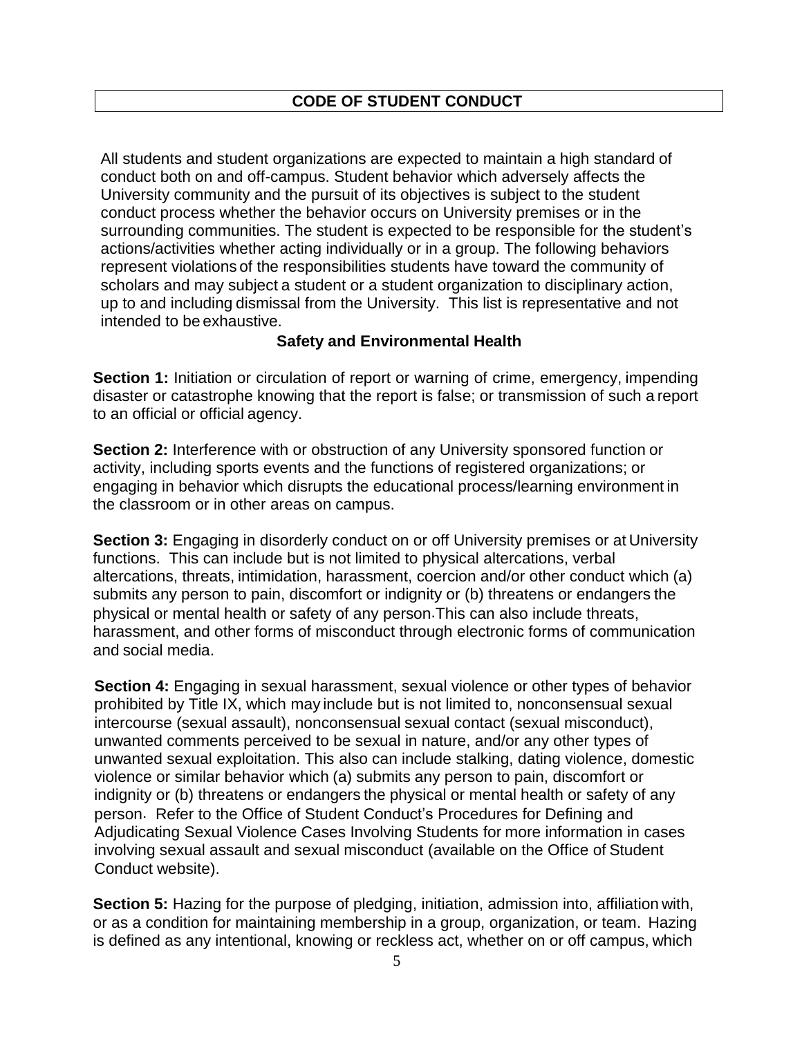# CODE OF STUDENT CONDUCT

All students and student organizations are expected to maintain a high standard of conduct both on and off-campus. Student behavior which adversely affects the University community and the pursuit of its objectives is subject to the student conduct process whether the behavior occurs on University premises or in the surrounding communities. The student is expected to be responsible for the student's actions/activities whether acting individually or in a group. The following behaviors represent violations of the responsibilities students have toward the community of scholars and may subject a student or a student organization to disciplinary action, up to and including dismissal from the University. This list is representative and not intended to be exhaustive.

## Safety and Environmental Health

**Section 1:** Initiation or circulation of report or warning of crime, emergency, impending disaster or catastrophe knowing that the report is false; or transmission of such a report to an official or official agency.

**Section 2:** Interference with or obstruction of any University sponsored function or activity, including sports events and the functions of registered organizations; or engaging in behavior which disrupts the educational process/learning environment in the classroom or in other areas on campus.

**Section 3:** Engaging in disorderly conduct on or off University premises or at University functions. This can include but is not limited to physical altercations, verbal altercations, threats, intimidation, harassment, coercion and/or other conduct which (a) submits any person to pain, discomfort or indignity or (b) threatens or endangers the physical or mental health or safety of any person. This can also include threats, harassment, and other forms of misconduct through electronic forms of communication and social media.

**Section 4:** Engaging in sexual harassment, sexual violence or other types of behavior prohibited by Title IX, which may include but is not limited to, nonconsensual sexual intercourse (sexual assault), nonconsensual sexual contact (sexual misconduct), unwanted comments perceived to be sexual in nature, and/or any other types of unwanted sexual exploitation. This also can include stalking, dating violence, domestic violence or similar behavior which (a) submits any person to pain, discomfort or indignity or (b) threatens or endangers the physical or mental health or safety of any person. Refer to the Office of Student Conduct's Procedures for Defining and Adjudicating Sexual Violence Cases Involving Students for more information in cases involving sexual assault and sexual misconduct (available on the Office of Student Conduct website).

**Section 5:** Hazing for the purpose of pledging, initiation, admission into, affiliation with, or as a condition for maintaining membership in a group, organization, or team. Hazing is defined as any intentional, knowing or reckless act, whether on or off campus, which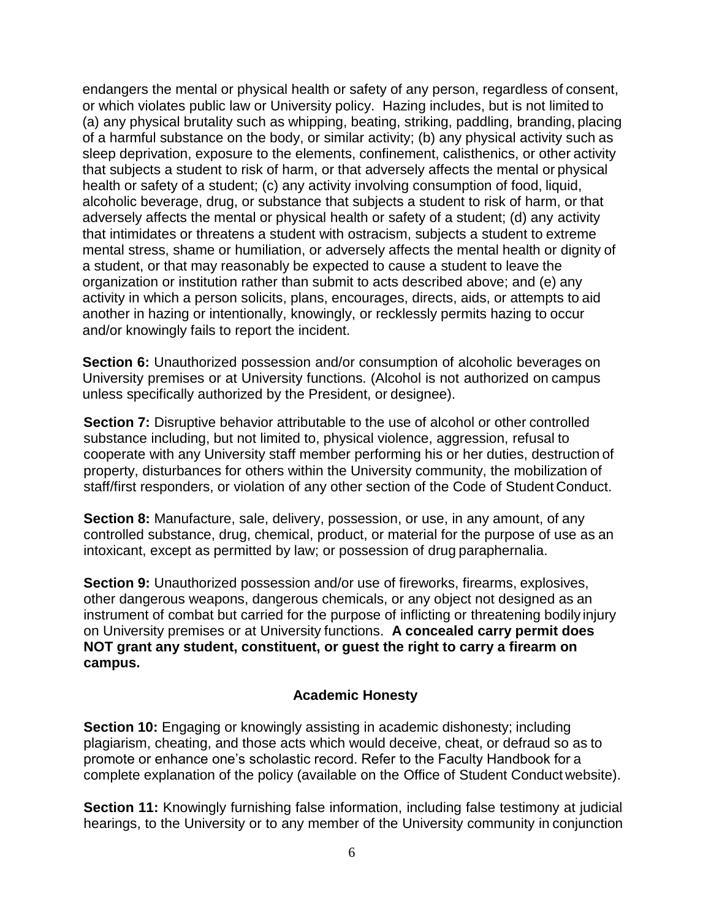endangers the mental or physical health or safety of any person, regardless of consent, or which violates public law or University policy. Hazing includes, but is not limited to (a) any physical brutality such as whipping, beating, striking, paddling, branding, placing of a harmful substance on the body, or similar activity; (b) any physical activity such as sleep deprivation, exposure to the elements, confinement, calisthenics, or other activity that subjects a student to risk of harm, or that adversely affects the mental or physical health or safety of a student; (c) any activity involving consumption of food, liquid, alcoholic beverage, drug, or substance that subjects a student to risk of harm, or that adversely affects the mental or physical health or safety of a student; (d) any activity that intimidates or threatens a student with ostracism, subjects a student to extreme mental stress, shame or humiliation, or adversely affects the mental health or dignity of a student, or that may reasonably be expected to cause a student to leave the organization or institution rather than submit to acts described above; and (e) any activity in which a person solicits, plans, encourages, directs, aids, or attempts to aid another in hazing or intentionally, knowingly, or recklessly permits hazing to occur and/or knowingly fails to report the incident.

**Section 6:** Unauthorized possession and/or consumption of alcoholic beverages on University premises or at University functions. (Alcohol is not authorized on campus unless specifically authorized by the President, or designee).

**Section 7:** Disruptive behavior attributable to the use of alcohol or other controlled substance including, but not limited to, physical violence, aggression, refusal to cooperate with any University staff member performing his or her duties, destruction of property, disturbances for others within the University community, the mobilization of staff/first responders, or violation of any other section of the Code of Student Conduct.

**Section 8:** Manufacture, sale, delivery, possession, or use, in any amount, of any controlled substance, drug, chemical, product, or material for the purpose of use as an intoxicant, except as permitted by law; or possession of drug paraphernalia.

**Section 9:** Unauthorized possession and/or use of fireworks, firearms, explosives, other dangerous weapons, dangerous chemicals, or any object not designed as an instrument of combat but carried for the purpose of inflicting or threatening bodily injury on University premises or at University functions. **A concealed carry permit does NOT grant any student, constituent, or guest the right to carry a firearm on campus.**

### Academic Honesty

**Section 10:** Engaging or knowingly assisting in academic dishonesty; including plagiarism, cheating, and those acts which would deceive, cheat, or defraud so as to promote or enhance one's scholastic record. Refer to the Faculty Handbook for a complete explanation of the policy (available on the Office of Student Conduct website).

**Section 11:** Knowingly furnishing false information, including false testimony at judicial hearings, to the University or to any member of the University community in conjunction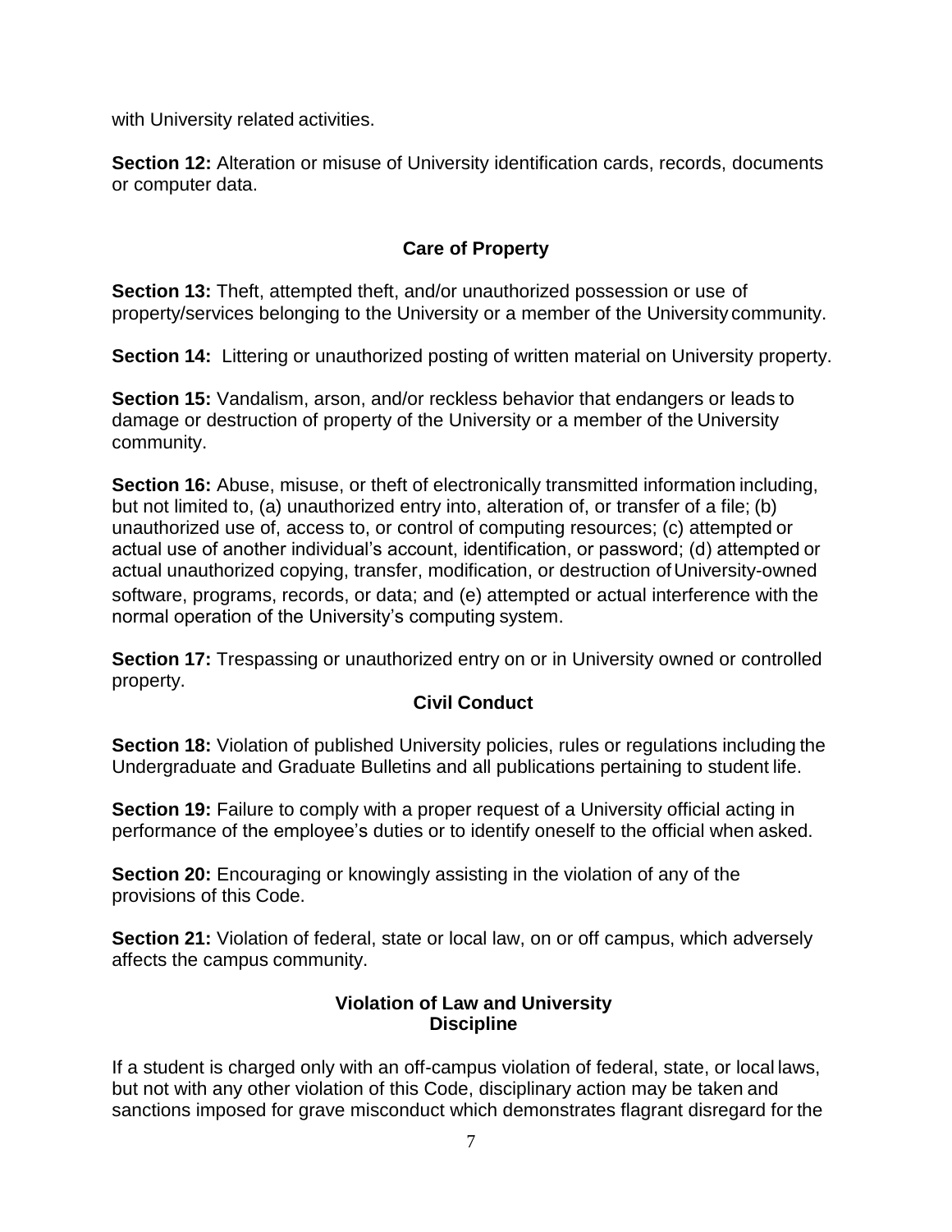with University related activities.

**Section 12:** Alteration or misuse of University identification cards, records, documents or computer data.

### Care of Property

**Section 13:** Theft, attempted theft, and/or unauthorized possession or use of property/services belonging to the University or a member of the University community.

**Section 14:** Littering or unauthorized posting of written material on University property.

**Section 15:** Vandalism, arson, and/or reckless behavior that endangers or leads to damage or destruction of property of the University or a member of the University community.

**Section 16:** Abuse, misuse, or theft of electronically transmitted information including, but not limited to, (a) unauthorized entry into, alteration of, or transfer of a file; (b) unauthorized use of, access to, or control of computing resources; (c) attempted or actual use of another individual's account, identification, or password; (d) attempted or actual unauthorized copying, transfer, modification, or destruction of University-owned software, programs, records, or data; and (e) attempted or actual interference with the normal operation of the University's computing system.

**Section 17:** Trespassing or unauthorized entry on or in University owned or controlled property.

### Civil Conduct

**Section 18:** Violation of published University policies, rules or regulations including the Undergraduate and Graduate Bulletins and all publications pertaining to student life.

**Section 19:** Failure to comply with a proper request of a University official acting in performance of the employee's duties or to identify oneself to the official when asked.

**Section 20:** Encouraging or knowingly assisting in the violation of any of the provisions of this Code.

**Section 21:** Violation of federal, state or local law, on or off campus, which adversely affects the campus community.

### Violation of Law and University Discipline

If a student is charged only with an off-campus violation of federal, state, or local laws, but not with any other violation of this Code, disciplinary action may be taken and sanctions imposed for grave misconduct which demonstrates flagrant disregard for the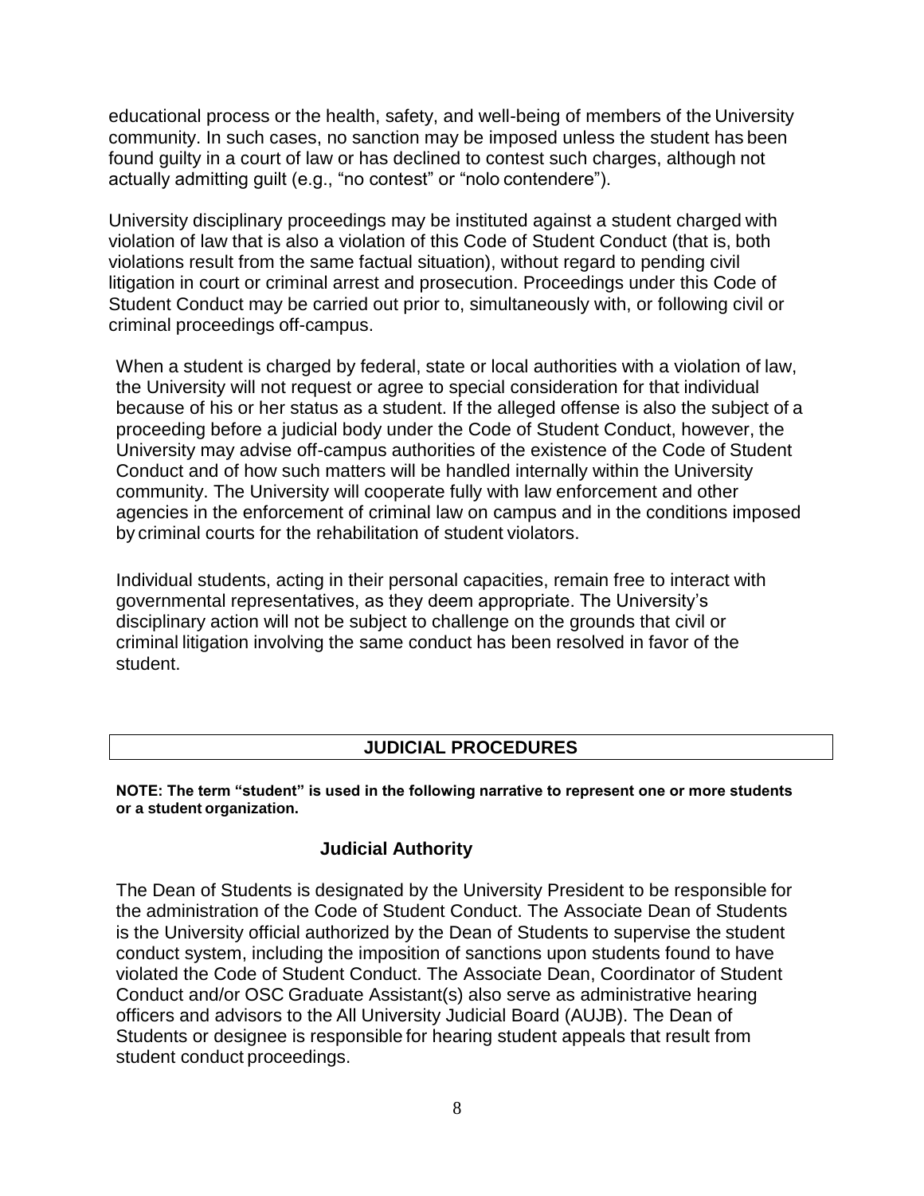educational process or the health, safety, and well-being of members of the University community. In such cases, no sanction may be imposed unless the student has been found guilty in a court of law or has declined to contest such charges, although not actually admitting guilt (e.g., "no contest" or "nolo contendere").

University disciplinary proceedings may be instituted against a student charged with violation of law that is also a violation of this Code of Student Conduct (that is, both violations result from the same factual situation), without regard to pending civil litigation in court or criminal arrest and prosecution. Proceedings under this Code of Student Conduct may be carried out prior to, simultaneously with, or following civil or criminal proceedings off-campus.

When a student is charged by federal, state or local authorities with a violation of law, the University will not request or agree to special consideration for that individual because of his or her status as a student. If the alleged offense is also the subject of a proceeding before a judicial body under the Code of Student Conduct, however, the University may advise off-campus authorities of the existence of the Code of Student Conduct and of how such matters will be handled internally within the University community. The University will cooperate fully with law enforcement and other agencies in the enforcement of criminal law on campus and in the conditions imposed by criminal courts for the rehabilitation of student violators.

Individual students, acting in their personal capacities, remain free to interact with governmental representatives, as they deem appropriate. The University's disciplinary action will not be subject to challenge on the grounds that civil or criminal litigation involving the same conduct has been resolved in favor of the student.

## JUDICIAL PROCEDURES

**NOTE: The term "student" is used in the following narrative to represent one or more students or a student organization.**

### Judicial Authority

The Dean of Students is designated by the University President to be responsible for the administration of the Code of Student Conduct. The Associate Dean of Students is the University official authorized by the Dean of Students to supervise the student conduct system, including the imposition of sanctions upon students found to have violated the Code of Student Conduct. The Associate Dean, Coordinator of Student Conduct and/or OSC Graduate Assistant(s) also serve as administrative hearing officers and advisors to the All University Judicial Board (AUJB). The Dean of Students or designee is responsible for hearing student appeals that result from student conduct proceedings.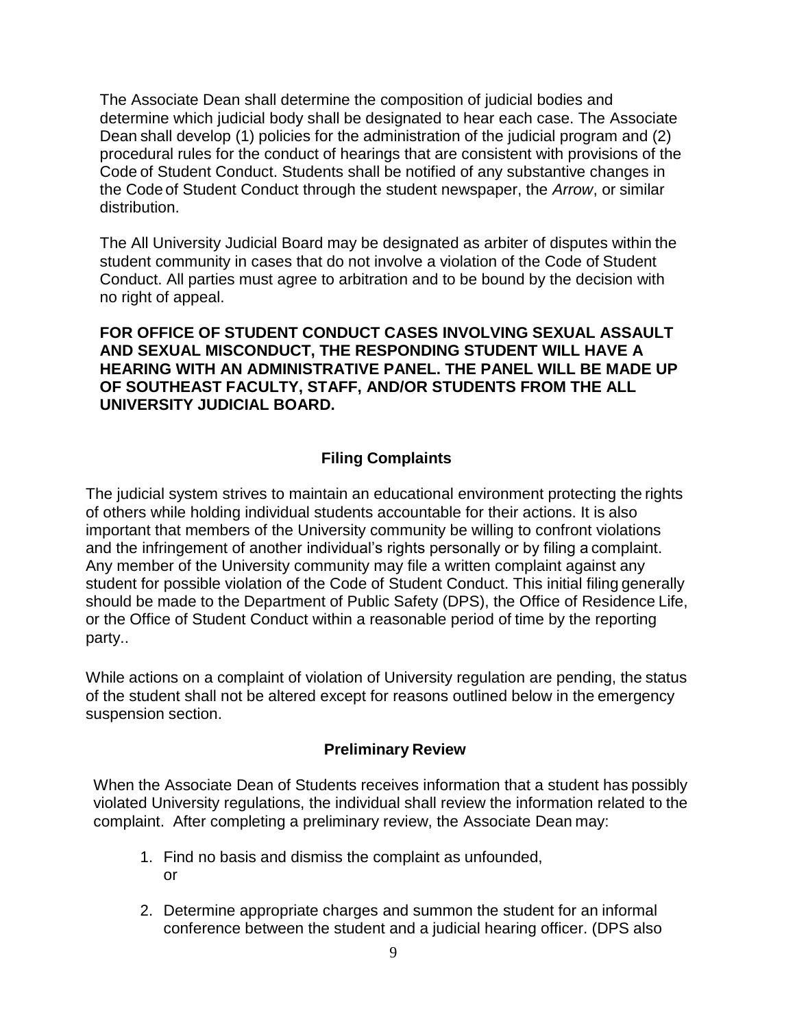The Associate Dean shall determine the composition of judicial bodies and determine which judicial body shall be designated to hear each case. The Associate Dean shall develop (1) policies for the administration of the judicial program and (2) procedural rules for the conduct of hearings that are consistent with provisions of the Code of Student Conduct. Students shall be notified of any substantive changes in the Code of Student Conduct through the student newspaper, the *Arrow*, or similar distribution.

The All University Judicial Board may be designated as arbiter of disputes within the student community in cases that do not involve a violation of the Code of Student Conduct. All parties must agree to arbitration and to be bound by the decision with no right of appeal.

**FOR OFFICE OF STUDENT CONDUCT CASES INVOLVING SEXUAL ASSAULT AND SEXUAL MISCONDUCT, THE RESPONDING STUDENT WILL HAVE A HEARING WITH AN ADMINISTRATIVE PANEL. THE PANEL WILL BE MADE UP OF SOUTHEAST FACULTY, STAFF, AND/OR STUDENTS FROM THE ALL UNIVERSITY JUDICIAL BOARD.**

### Filing Complaints

The judicial system strives to maintain an educational environment protecting the rights of others while holding individual students accountable for their actions. It is also important that members of the University community be willing to confront violations and the infringement of another individual's rights personally or by filing a complaint. Any member of the University community may file a written complaint against any student for possible violation of the Code of Student Conduct. This initial filing generally should be made to the Department of Public Safety (DPS), the Office of Residence Life, or the Office of Student Conduct within a reasonable period of time by the reporting party..

While actions on a complaint of violation of University regulation are pending, the status of the student shall not be altered except for reasons outlined below in the emergency suspension section.

### Preliminary Review

When the Associate Dean of Students receives information that a student has possibly violated University regulations, the individual shall review the information related to the complaint. After completing a preliminary review, the Associate Dean may:

1. Find no basis and dismiss the complaint as unfounded,
   or

2. Determine appropriate charges and summon the student for an informal conference between the student and a judicial hearing officer. (DPS also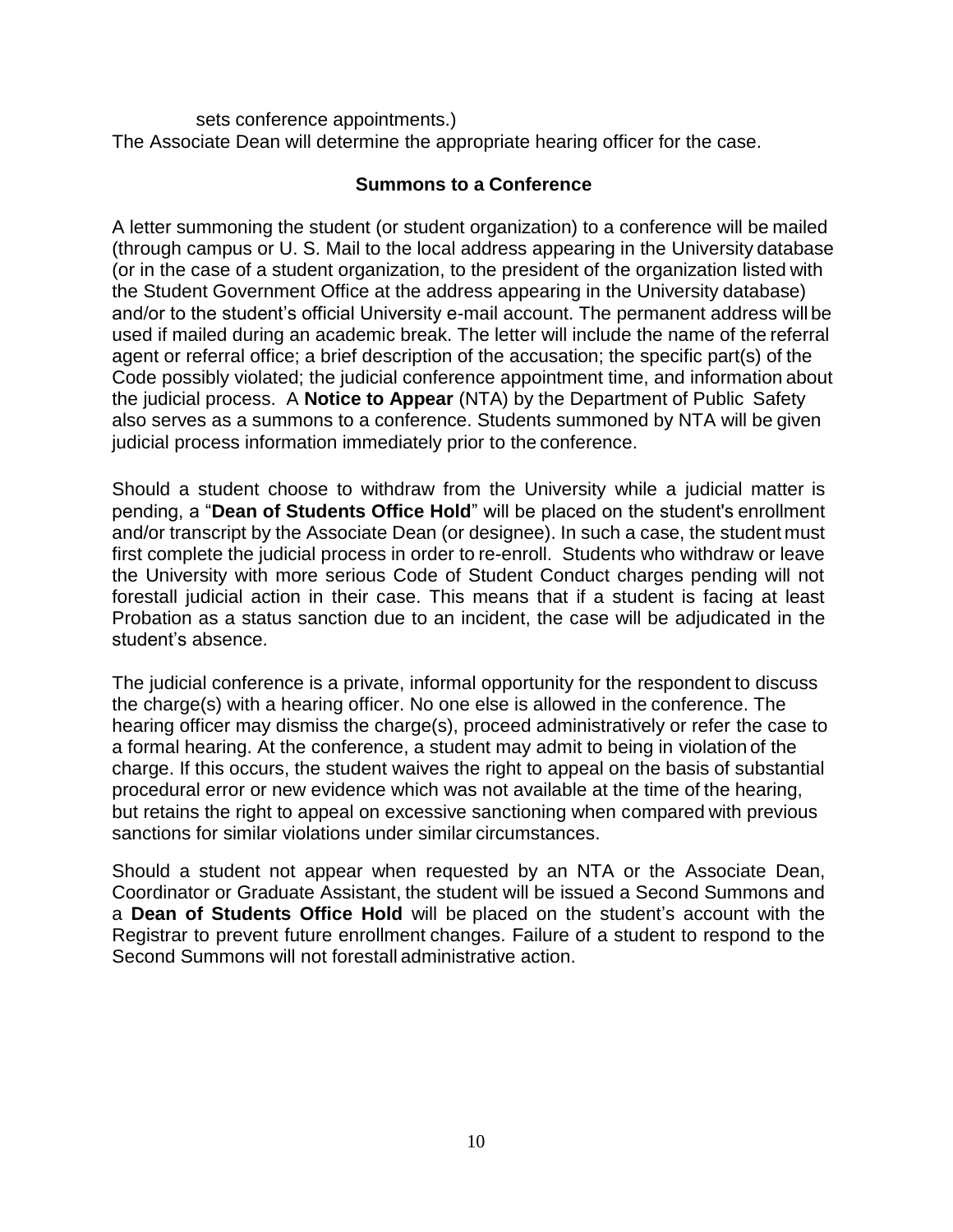sets conference appointments.)

The Associate Dean will determine the appropriate hearing officer for the case.

## Summons to a Conference

A letter summoning the student (or student organization) to a conference will be mailed (through campus or U. S. Mail to the local address appearing in the University database (or in the case of a student organization, to the president of the organization listed with the Student Government Office at the address appearing in the University database) and/or to the student's official University e-mail account. The permanent address will be used if mailed during an academic break. The letter will include the name of the referral agent or referral office; a brief description of the accusation; the specific part(s) of the Code possibly violated; the judicial conference appointment time, and information about the judicial process. A **Notice to Appear** (NTA) by the Department of Public Safety also serves as a summons to a conference. Students summoned by NTA will be given judicial process information immediately prior to the conference.

Should a student choose to withdraw from the University while a judicial matter is pending, a "**Dean of Students Office Hold**" will be placed on the student's enrollment and/or transcript by the Associate Dean (or designee). In such a case, the student must first complete the judicial process in order to re-enroll. Students who withdraw or leave the University with more serious Code of Student Conduct charges pending will not forestall judicial action in their case. This means that if a student is facing at least Probation as a status sanction due to an incident, the case will be adjudicated in the student's absence.

The judicial conference is a private, informal opportunity for the respondent to discuss the charge(s) with a hearing officer. No one else is allowed in the conference. The hearing officer may dismiss the charge(s), proceed administratively or refer the case to a formal hearing. At the conference, a student may admit to being in violation of the charge. If this occurs, the student waives the right to appeal on the basis of substantial procedural error or new evidence which was not available at the time of the hearing, but retains the right to appeal on excessive sanctioning when compared with previous sanctions for similar violations under similar circumstances.

Should a student not appear when requested by an NTA or the Associate Dean, Coordinator or Graduate Assistant, the student will be issued a Second Summons and a **Dean of Students Office Hold** will be placed on the student's account with the Registrar to prevent future enrollment changes. Failure of a student to respond to the Second Summons will not forestall administrative action.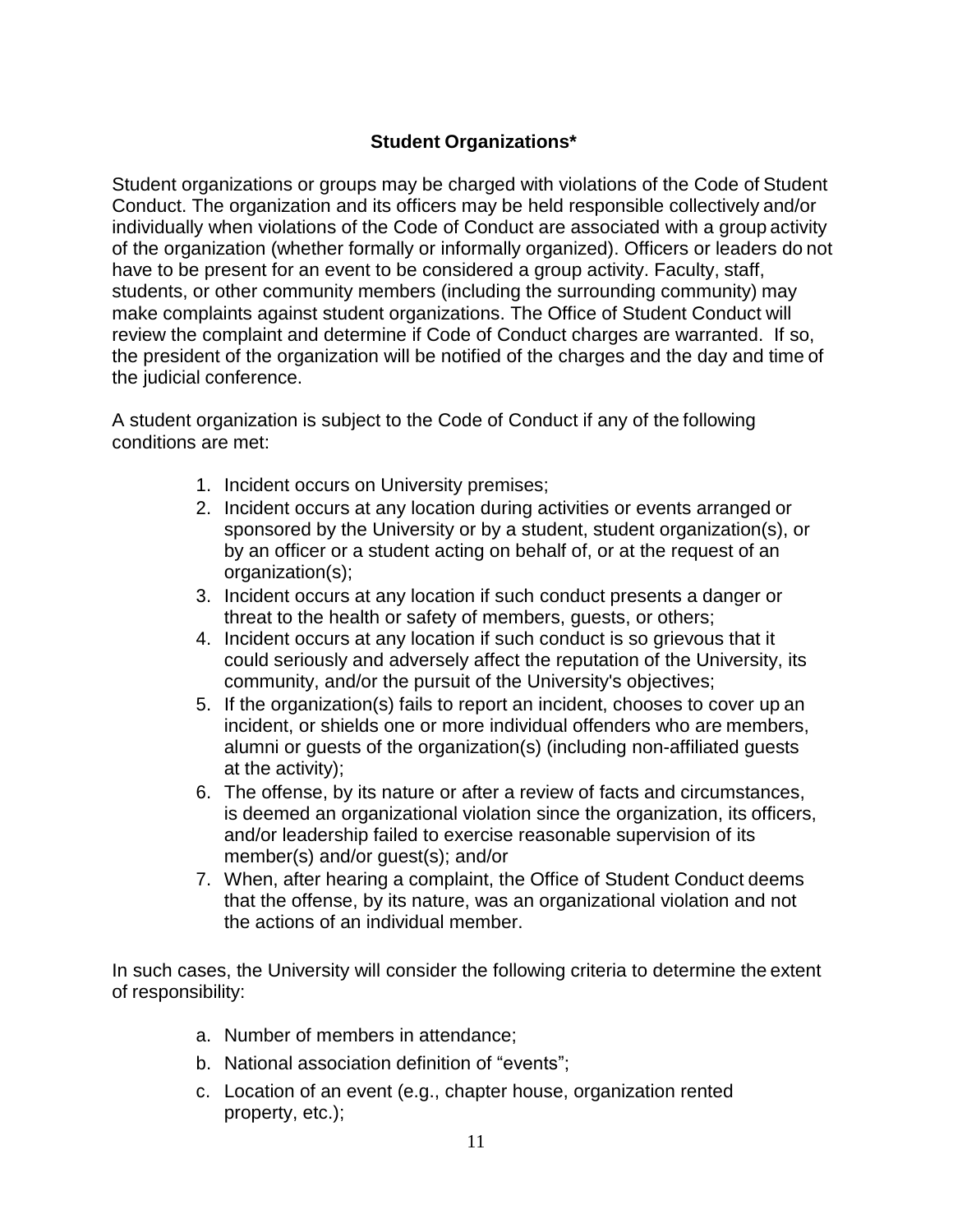## Student Organizations*

Student organizations or groups may be charged with violations of the Code of Student Conduct. The organization and its officers may be held responsible collectively and/or individually when violations of the Code of Conduct are associated with a group activity of the organization (whether formally or informally organized). Officers or leaders do not have to be present for an event to be considered a group activity. Faculty, staff, students, or other community members (including the surrounding community) may make complaints against student organizations. The Office of Student Conduct will review the complaint and determine if Code of Conduct charges are warranted. If so, the president of the organization will be notified of the charges and the day and time of the judicial conference.

A student organization is subject to the Code of Conduct if any of the following conditions are met:

1. Incident occurs on University premises;
2. Incident occurs at any location during activities or events arranged or sponsored by the University or by a student, student organization(s), or by an officer or a student acting on behalf of, or at the request of an organization(s);
3. Incident occurs at any location if such conduct presents a danger or threat to the health or safety of members, guests, or others;
4. Incident occurs at any location if such conduct is so grievous that it could seriously and adversely affect the reputation of the University, its community, and/or the pursuit of the University's objectives;
5. If the organization(s) fails to report an incident, chooses to cover up an incident, or shields one or more individual offenders who are members, alumni or guests of the organization(s) (including non-affiliated guests at the activity);
6. The offense, by its nature or after a review of facts and circumstances, is deemed an organizational violation since the organization, its officers, and/or leadership failed to exercise reasonable supervision of its member(s) and/or guest(s); and/or
7. When, after hearing a complaint, the Office of Student Conduct deems that the offense, by its nature, was an organizational violation and not the actions of an individual member.

In such cases, the University will consider the following criteria to determine the extent of responsibility:

a. Number of members in attendance;
b. National association definition of "events";
c. Location of an event (e.g., chapter house, organization rented property, etc.);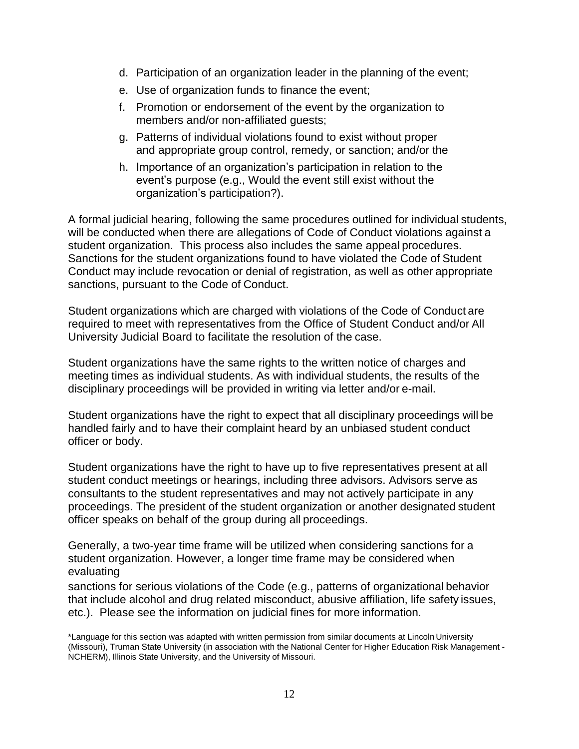d. Participation of an organization leader in the planning of the event;
e. Use of organization funds to finance the event;
f. Promotion or endorsement of the event by the organization to members and/or non-affiliated guests;
g. Patterns of individual violations found to exist without proper and appropriate group control, remedy, or sanction; and/or the
h. Importance of an organization's participation in relation to the event's purpose (e.g., Would the event still exist without the organization's participation?).

A formal judicial hearing, following the same procedures outlined for individual students, will be conducted when there are allegations of Code of Conduct violations against a student organization. This process also includes the same appeal procedures. Sanctions for the student organizations found to have violated the Code of Student Conduct may include revocation or denial of registration, as well as other appropriate sanctions, pursuant to the Code of Conduct.

Student organizations which are charged with violations of the Code of Conduct are required to meet with representatives from the Office of Student Conduct and/or All University Judicial Board to facilitate the resolution of the case.

Student organizations have the same rights to the written notice of charges and meeting times as individual students. As with individual students, the results of the disciplinary proceedings will be provided in writing via letter and/or e-mail.

Student organizations have the right to expect that all disciplinary proceedings will be handled fairly and to have their complaint heard by an unbiased student conduct officer or body.

Student organizations have the right to have up to five representatives present at all student conduct meetings or hearings, including three advisors. Advisors serve as consultants to the student representatives and may not actively participate in any proceedings. The president of the student organization or another designated student officer speaks on behalf of the group during all proceedings.

Generally, a two-year time frame will be utilized when considering sanctions for a student organization. However, a longer time frame may be considered when evaluating sanctions for serious violations of the Code (e.g., patterns of organizational behavior that include alcohol and drug related misconduct, abusive affiliation, life safety issues, etc.). Please see the information on judicial fines for more information.

*Language for this section was adapted with written permission from similar documents at Lincoln University (Missouri), Truman State University (in association with the National Center for Higher Education Risk Management - NCHERM), Illinois State University, and the University of Missouri.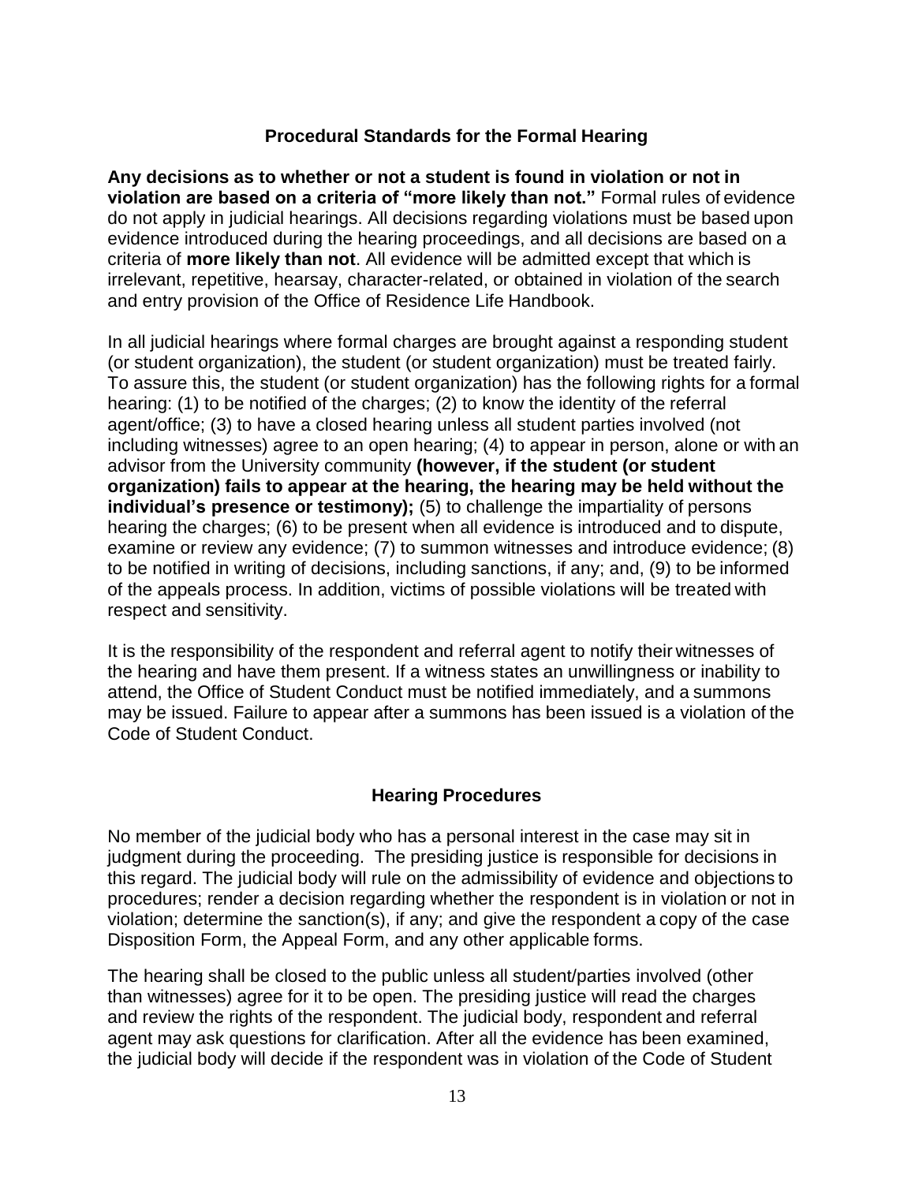## Procedural Standards for the Formal Hearing

**Any decisions as to whether or not a student is found in violation or not in violation are based on a criteria of "more likely than not."** Formal rules of evidence do not apply in judicial hearings. All decisions regarding violations must be based upon evidence introduced during the hearing proceedings, and all decisions are based on a criteria of **more likely than not**. All evidence will be admitted except that which is irrelevant, repetitive, hearsay, character-related, or obtained in violation of the search and entry provision of the Office of Residence Life Handbook.

In all judicial hearings where formal charges are brought against a responding student (or student organization), the student (or student organization) must be treated fairly. To assure this, the student (or student organization) has the following rights for a formal hearing: (1) to be notified of the charges; (2) to know the identity of the referral agent/office; (3) to have a closed hearing unless all student parties involved (not including witnesses) agree to an open hearing; (4) to appear in person, alone or with an advisor from the University community **(however, if the student (or student organization) fails to appear at the hearing, the hearing may be held without the individual's presence or testimony);** (5) to challenge the impartiality of persons hearing the charges; (6) to be present when all evidence is introduced and to dispute, examine or review any evidence; (7) to summon witnesses and introduce evidence; (8) to be notified in writing of decisions, including sanctions, if any; and, (9) to be informed of the appeals process. In addition, victims of possible violations will be treated with respect and sensitivity.

It is the responsibility of the respondent and referral agent to notify their witnesses of the hearing and have them present. If a witness states an unwillingness or inability to attend, the Office of Student Conduct must be notified immediately, and a summons may be issued. Failure to appear after a summons has been issued is a violation of the Code of Student Conduct.

## Hearing Procedures

No member of the judicial body who has a personal interest in the case may sit in judgment during the proceeding. The presiding justice is responsible for decisions in this regard. The judicial body will rule on the admissibility of evidence and objections to procedures; render a decision regarding whether the respondent is in violation or not in violation; determine the sanction(s), if any; and give the respondent a copy of the case Disposition Form, the Appeal Form, and any other applicable forms.

The hearing shall be closed to the public unless all student/parties involved (other than witnesses) agree for it to be open. The presiding justice will read the charges and review the rights of the respondent. The judicial body, respondent and referral agent may ask questions for clarification. After all the evidence has been examined, the judicial body will decide if the respondent was in violation of the Code of Student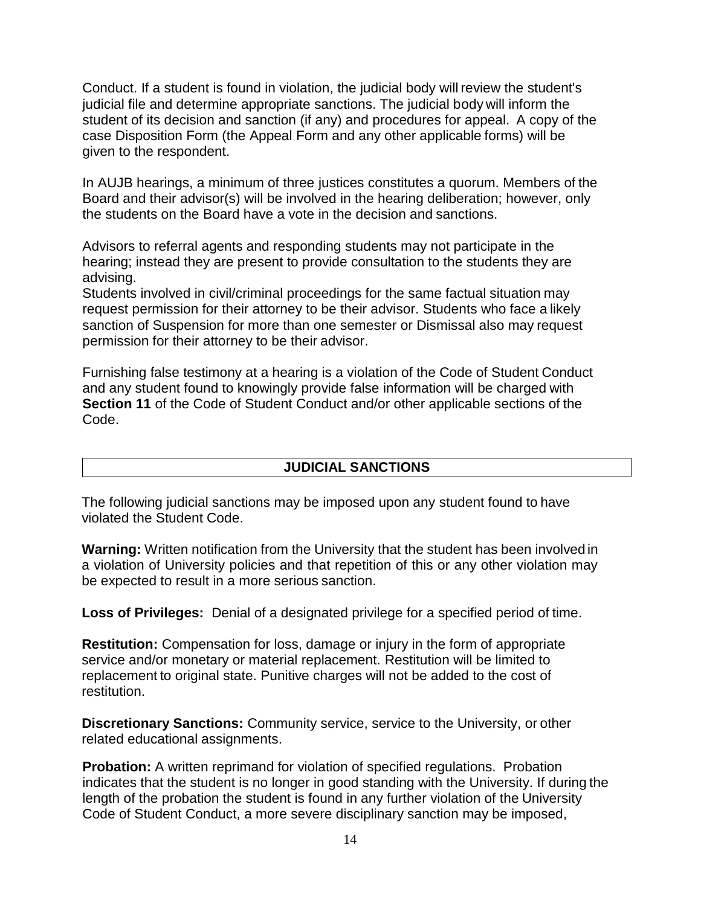Conduct. If a student is found in violation, the judicial body will review the student's judicial file and determine appropriate sanctions. The judicial body will inform the student of its decision and sanction (if any) and procedures for appeal. A copy of the case Disposition Form (the Appeal Form and any other applicable forms) will be given to the respondent.

In AUJB hearings, a minimum of three justices constitutes a quorum. Members of the Board and their advisor(s) will be involved in the hearing deliberation; however, only the students on the Board have a vote in the decision and sanctions.

Advisors to referral agents and responding students may not participate in the hearing; instead they are present to provide consultation to the students they are advising.
Students involved in civil/criminal proceedings for the same factual situation may request permission for their attorney to be their advisor. Students who face a likely sanction of Suspension for more than one semester or Dismissal also may request permission for their attorney to be their advisor.

Furnishing false testimony at a hearing is a violation of the Code of Student Conduct and any student found to knowingly provide false information will be charged with **Section 11** of the Code of Student Conduct and/or other applicable sections of the Code.

## JUDICIAL SANCTIONS

The following judicial sanctions may be imposed upon any student found to have violated the Student Code.

**Warning:** Written notification from the University that the student has been involved in a violation of University policies and that repetition of this or any other violation may be expected to result in a more serious sanction.

**Loss of Privileges:** Denial of a designated privilege for a specified period of time.

**Restitution:** Compensation for loss, damage or injury in the form of appropriate service and/or monetary or material replacement. Restitution will be limited to replacement to original state. Punitive charges will not be added to the cost of restitution.

**Discretionary Sanctions:** Community service, service to the University, or other related educational assignments.

**Probation:** A written reprimand for violation of specified regulations. Probation indicates that the student is no longer in good standing with the University. If during the length of the probation the student is found in any further violation of the University Code of Student Conduct, a more severe disciplinary sanction may be imposed,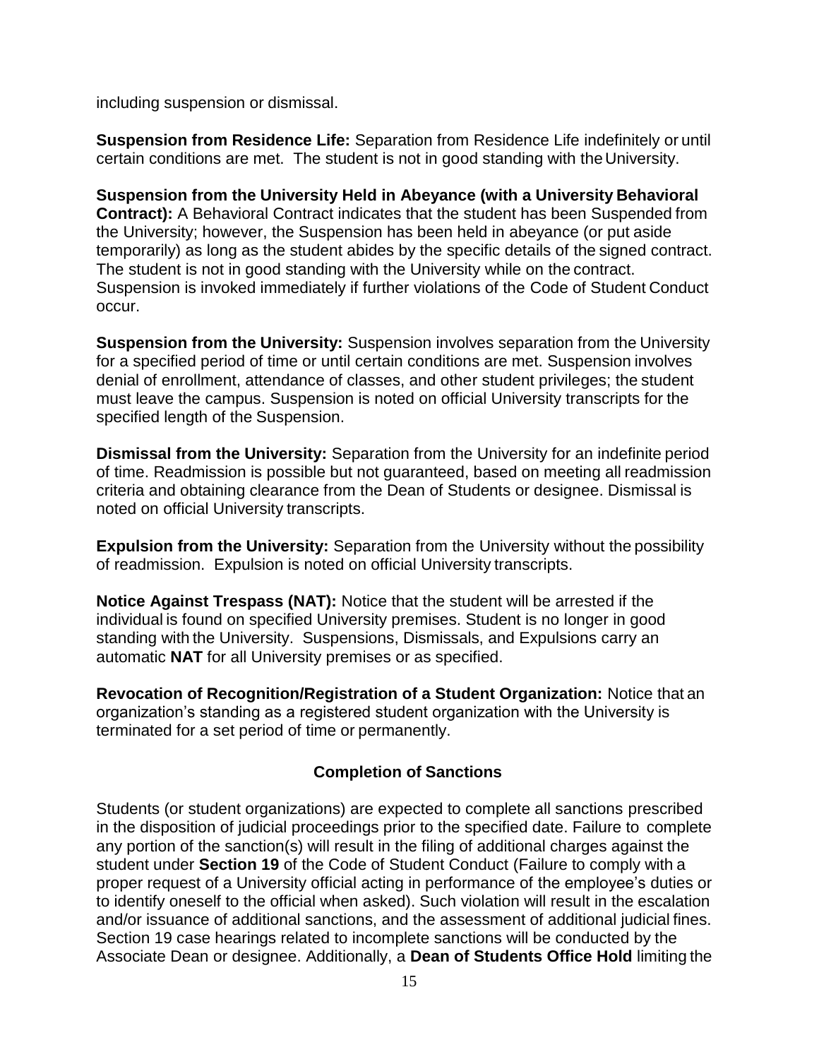including suspension or dismissal.

**Suspension from Residence Life:** Separation from Residence Life indefinitely or until certain conditions are met. The student is not in good standing with the University.

**Suspension from the University Held in Abeyance (with a University Behavioral Contract):** A Behavioral Contract indicates that the student has been Suspended from the University; however, the Suspension has been held in abeyance (or put aside temporarily) as long as the student abides by the specific details of the signed contract. The student is not in good standing with the University while on the contract. Suspension is invoked immediately if further violations of the Code of Student Conduct occur.

**Suspension from the University:** Suspension involves separation from the University for a specified period of time or until certain conditions are met. Suspension involves denial of enrollment, attendance of classes, and other student privileges; the student must leave the campus. Suspension is noted on official University transcripts for the specified length of the Suspension.

**Dismissal from the University:** Separation from the University for an indefinite period of time. Readmission is possible but not guaranteed, based on meeting all readmission criteria and obtaining clearance from the Dean of Students or designee. Dismissal is noted on official University transcripts.

**Expulsion from the University:** Separation from the University without the possibility of readmission. Expulsion is noted on official University transcripts.

**Notice Against Trespass (NAT):** Notice that the student will be arrested if the individual is found on specified University premises. Student is no longer in good standing with the University. Suspensions, Dismissals, and Expulsions carry an automatic **NAT** for all University premises or as specified.

**Revocation of Recognition/Registration of a Student Organization:** Notice that an organization's standing as a registered student organization with the University is terminated for a set period of time or permanently.

## Completion of Sanctions

Students (or student organizations) are expected to complete all sanctions prescribed in the disposition of judicial proceedings prior to the specified date. Failure to complete any portion of the sanction(s) will result in the filing of additional charges against the student under **Section 19** of the Code of Student Conduct (Failure to comply with a proper request of a University official acting in performance of the employee's duties or to identify oneself to the official when asked). Such violation will result in the escalation and/or issuance of additional sanctions, and the assessment of additional judicial fines. Section 19 case hearings related to incomplete sanctions will be conducted by the Associate Dean or designee. Additionally, a **Dean of Students Office Hold** limiting the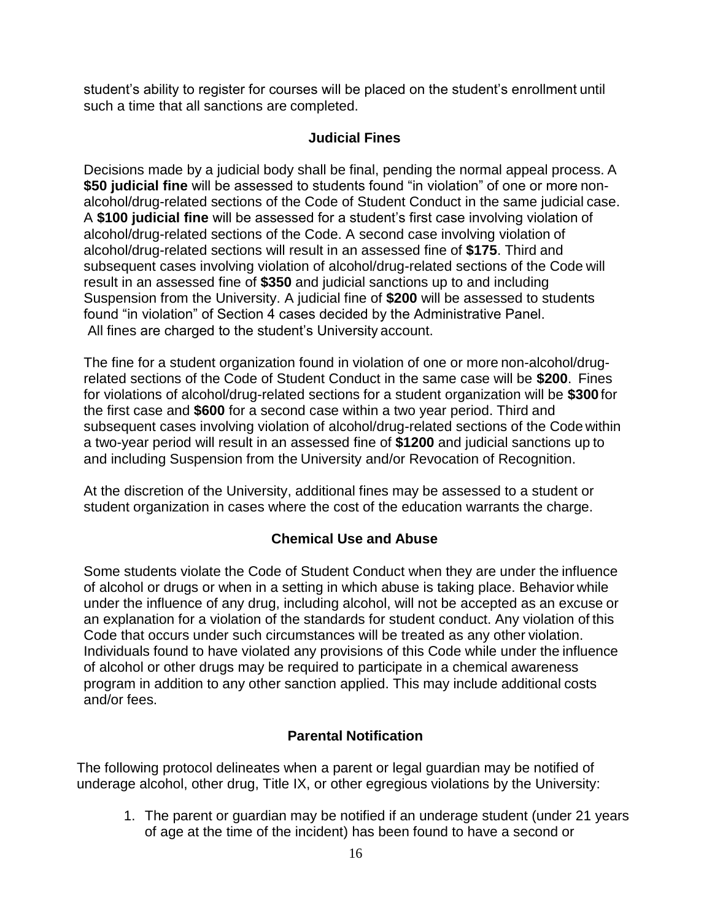student's ability to register for courses will be placed on the student's enrollment until such a time that all sanctions are completed.

## Judicial Fines

Decisions made by a judicial body shall be final, pending the normal appeal process. A **$50 judicial fine** will be assessed to students found "in violation" of one or more non-alcohol/drug-related sections of the Code of Student Conduct in the same judicial case. A **$100 judicial fine** will be assessed for a student's first case involving violation of alcohol/drug-related sections of the Code. A second case involving violation of alcohol/drug-related sections will result in an assessed fine of **$175**. Third and subsequent cases involving violation of alcohol/drug-related sections of the Code will result in an assessed fine of **$350** and judicial sanctions up to and including Suspension from the University. A judicial fine of **$200** will be assessed to students found "in violation" of Section 4 cases decided by the Administrative Panel. All fines are charged to the student's University account.

The fine for a student organization found in violation of one or more non-alcohol/drug-related sections of the Code of Student Conduct in the same case will be **$200**. Fines for violations of alcohol/drug-related sections for a student organization will be **$300** for the first case and **$600** for a second case within a two year period. Third and subsequent cases involving violation of alcohol/drug-related sections of the Code within a two-year period will result in an assessed fine of **$1200** and judicial sanctions up to and including Suspension from the University and/or Revocation of Recognition.

At the discretion of the University, additional fines may be assessed to a student or student organization in cases where the cost of the education warrants the charge.

## Chemical Use and Abuse

Some students violate the Code of Student Conduct when they are under the influence of alcohol or drugs or when in a setting in which abuse is taking place. Behavior while under the influence of any drug, including alcohol, will not be accepted as an excuse or an explanation for a violation of the standards for student conduct. Any violation of this Code that occurs under such circumstances will be treated as any other violation. Individuals found to have violated any provisions of this Code while under the influence of alcohol or other drugs may be required to participate in a chemical awareness program in addition to any other sanction applied. This may include additional costs and/or fees.

## Parental Notification

The following protocol delineates when a parent or legal guardian may be notified of underage alcohol, other drug, Title IX, or other egregious violations by the University:

1. The parent or guardian may be notified if an underage student (under 21 years of age at the time of the incident) has been found to have a second or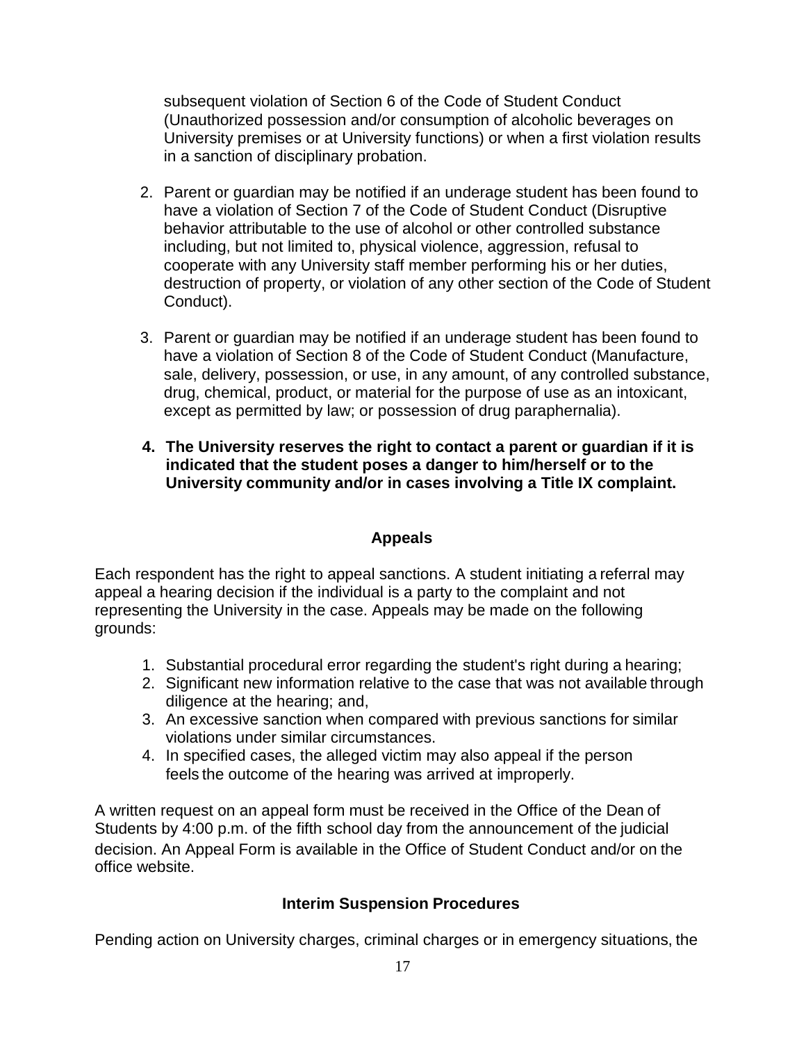subsequent violation of Section 6 of the Code of Student Conduct (Unauthorized possession and/or consumption of alcoholic beverages on University premises or at University functions) or when a first violation results in a sanction of disciplinary probation.

2. Parent or guardian may be notified if an underage student has been found to have a violation of Section 7 of the Code of Student Conduct (Disruptive behavior attributable to the use of alcohol or other controlled substance including, but not limited to, physical violence, aggression, refusal to cooperate with any University staff member performing his or her duties, destruction of property, or violation of any other section of the Code of Student Conduct).

3. Parent or guardian may be notified if an underage student has been found to have a violation of Section 8 of the Code of Student Conduct (Manufacture, sale, delivery, possession, or use, in any amount, of any controlled substance, drug, chemical, product, or material for the purpose of use as an intoxicant, except as permitted by law; or possession of drug paraphernalia).

4. **The University reserves the right to contact a parent or guardian if it is indicated that the student poses a danger to him/herself or to the University community and/or in cases involving a Title IX complaint.**

## Appeals

Each respondent has the right to appeal sanctions. A student initiating a referral may appeal a hearing decision if the individual is a party to the complaint and not representing the University in the case. Appeals may be made on the following grounds:

1. Substantial procedural error regarding the student's right during a hearing;
2. Significant new information relative to the case that was not available through diligence at the hearing; and,
3. An excessive sanction when compared with previous sanctions for similar violations under similar circumstances.
4. In specified cases, the alleged victim may also appeal if the person feels the outcome of the hearing was arrived at improperly.

A written request on an appeal form must be received in the Office of the Dean of Students by 4:00 p.m. of the fifth school day from the announcement of the judicial decision. An Appeal Form is available in the Office of Student Conduct and/or on the office website.

## Interim Suspension Procedures

Pending action on University charges, criminal charges or in emergency situations, the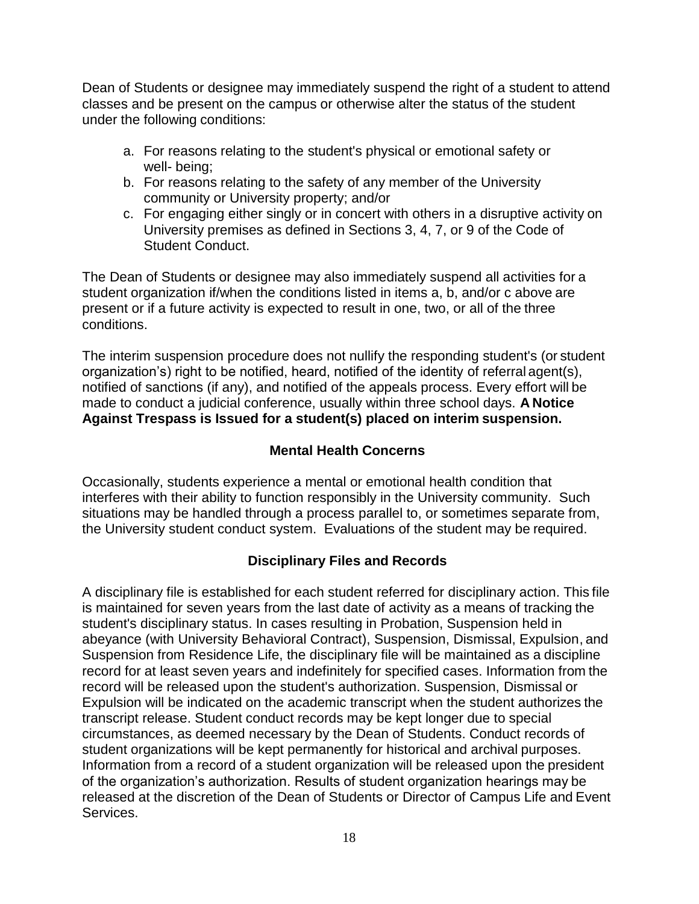Dean of Students or designee may immediately suspend the right of a student to attend classes and be present on the campus or otherwise alter the status of the student under the following conditions:

a. For reasons relating to the student's physical or emotional safety or well- being;
b. For reasons relating to the safety of any member of the University community or University property; and/or
c. For engaging either singly or in concert with others in a disruptive activity on University premises as defined in Sections 3, 4, 7, or 9 of the Code of Student Conduct.

The Dean of Students or designee may also immediately suspend all activities for a student organization if/when the conditions listed in items a, b, and/or c above are present or if a future activity is expected to result in one, two, or all of the three conditions.

The interim suspension procedure does not nullify the responding student's (or student organization's) right to be notified, heard, notified of the identity of referral agent(s), notified of sanctions (if any), and notified of the appeals process. Every effort will be made to conduct a judicial conference, usually within three school days. **A Notice Against Trespass is Issued for a student(s) placed on interim suspension.**

## Mental Health Concerns

Occasionally, students experience a mental or emotional health condition that interferes with their ability to function responsibly in the University community. Such situations may be handled through a process parallel to, or sometimes separate from, the University student conduct system. Evaluations of the student may be required.

## Disciplinary Files and Records

A disciplinary file is established for each student referred for disciplinary action. This file is maintained for seven years from the last date of activity as a means of tracking the student's disciplinary status. In cases resulting in Probation, Suspension held in abeyance (with University Behavioral Contract), Suspension, Dismissal, Expulsion, and Suspension from Residence Life, the disciplinary file will be maintained as a discipline record for at least seven years and indefinitely for specified cases. Information from the record will be released upon the student's authorization. Suspension, Dismissal or Expulsion will be indicated on the academic transcript when the student authorizes the transcript release. Student conduct records may be kept longer due to special circumstances, as deemed necessary by the Dean of Students. Conduct records of student organizations will be kept permanently for historical and archival purposes. Information from a record of a student organization will be released upon the president of the organization's authorization. Results of student organization hearings may be released at the discretion of the Dean of Students or Director of Campus Life and Event Services.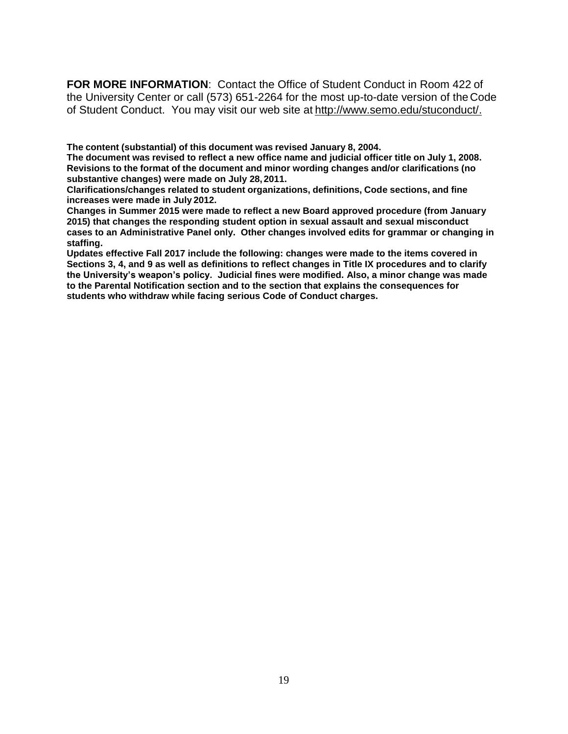**FOR MORE INFORMATION**: Contact the Office of Student Conduct in Room 422 of the University Center or call (573) 651-2264 for the most up-to-date version of the Code of Student Conduct. You may visit our web site at http://www.semo.edu/stuconduct/.

**The content (substantial) of this document was revised January 8, 2004.**
**The document was revised to reflect a new office name and judicial officer title on July 1, 2008.**
**Revisions to the format of the document and minor wording changes and/or clarifications (no substantive changes) were made on July 28, 2011.**
**Clarifications/changes related to student organizations, definitions, Code sections, and fine increases were made in July 2012.**
**Changes in Summer 2015 were made to reflect a new Board approved procedure (from January 2015) that changes the responding student option in sexual assault and sexual misconduct cases to an Administrative Panel only. Other changes involved edits for grammar or changing in staffing.**
**Updates effective Fall 2017 include the following: changes were made to the items covered in Sections 3, 4, and 9 as well as definitions to reflect changes in Title IX procedures and to clarify the University's weapon's policy. Judicial fines were modified. Also, a minor change was made to the Parental Notification section and to the section that explains the consequences for students who withdraw while facing serious Code of Conduct charges.**